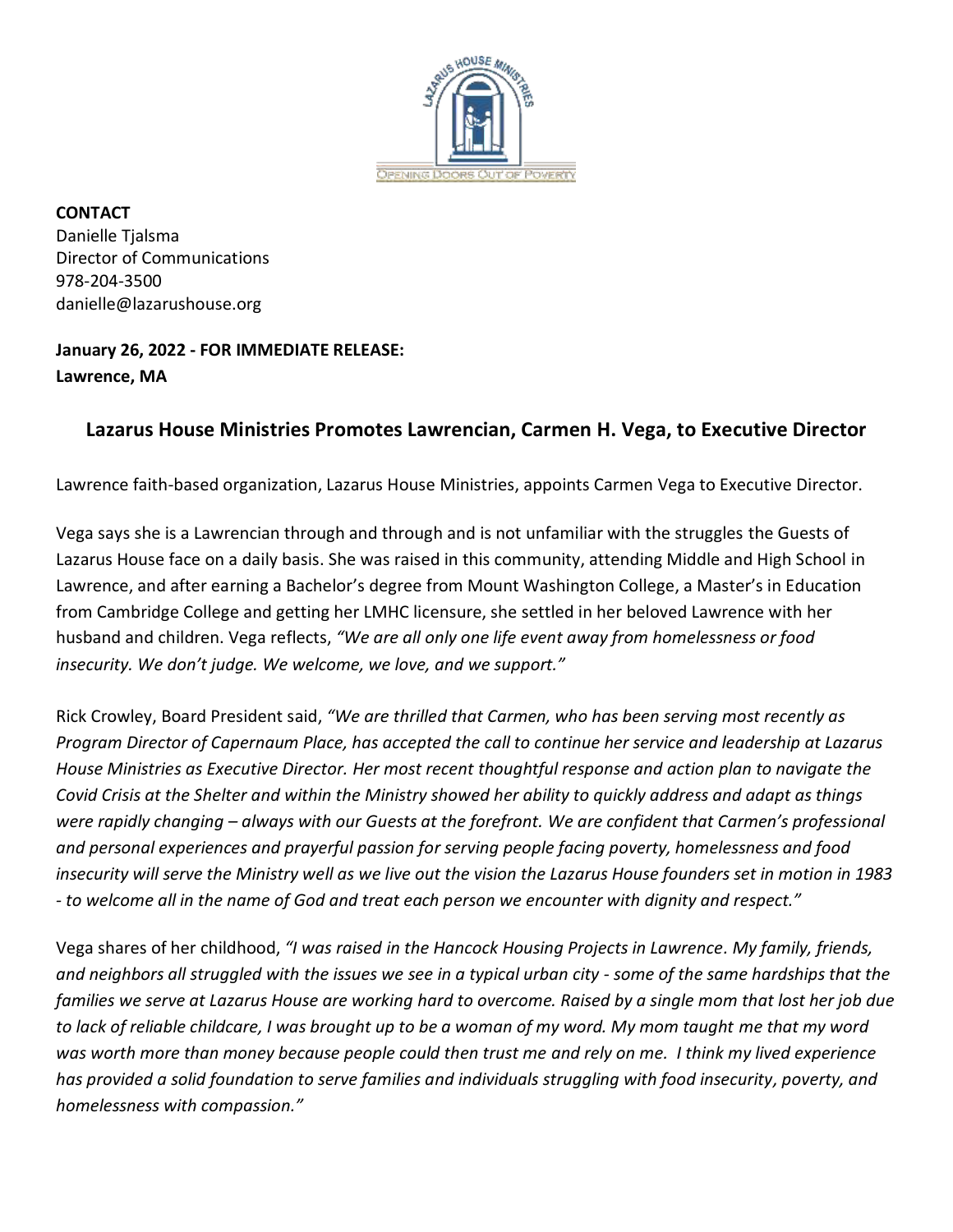**CONTACT**
Danielle Tjalsma
Director of Communications
978-204-3500
danielle@lazarushouse.org

**January 26, 2022 - FOR IMMEDIATE RELEASE:**
**Lawrence, MA**

## Lazarus House Ministries Promotes Lawrencian, Carmen H. Vega, to Executive Director

Lawrence faith-based organization, Lazarus House Ministries, appoints Carmen Vega to Executive Director.

Vega says she is a Lawrencian through and through and is not unfamiliar with the struggles the Guests of Lazarus House face on a daily basis. She was raised in this community, attending Middle and High School in Lawrence, and after earning a Bachelor's degree from Mount Washington College, a Master's in Education from Cambridge College and getting her LMHC licensure, she settled in her beloved Lawrence with her husband and children. Vega reflects, *"We are all only one life event away from homelessness or food insecurity. We don't judge. We welcome, we love, and we support."*

Rick Crowley, Board President said, *"We are thrilled that Carmen, who has been serving most recently as Program Director of Capernaum Place, has accepted the call to continue her service and leadership at Lazarus House Ministries as Executive Director. Her most recent thoughtful response and action plan to navigate the Covid Crisis at the Shelter and within the Ministry showed her ability to quickly address and adapt as things were rapidly changing – always with our Guests at the forefront. We are confident that Carmen's professional and personal experiences and prayerful passion for serving people facing poverty, homelessness and food insecurity will serve the Ministry well as we live out the vision the Lazarus House founders set in motion in 1983 - to welcome all in the name of God and treat each person we encounter with dignity and respect."*

Vega shares of her childhood, *"I was raised in the Hancock Housing Projects in Lawrence. My family, friends, and neighbors all struggled with the issues we see in a typical urban city - some of the same hardships that the families we serve at Lazarus House are working hard to overcome. Raised by a single mom that lost her job due to lack of reliable childcare, I was brought up to be a woman of my word. My mom taught me that my word was worth more than money because people could then trust me and rely on me. I think my lived experience has provided a solid foundation to serve families and individuals struggling with food insecurity, poverty, and homelessness with compassion."*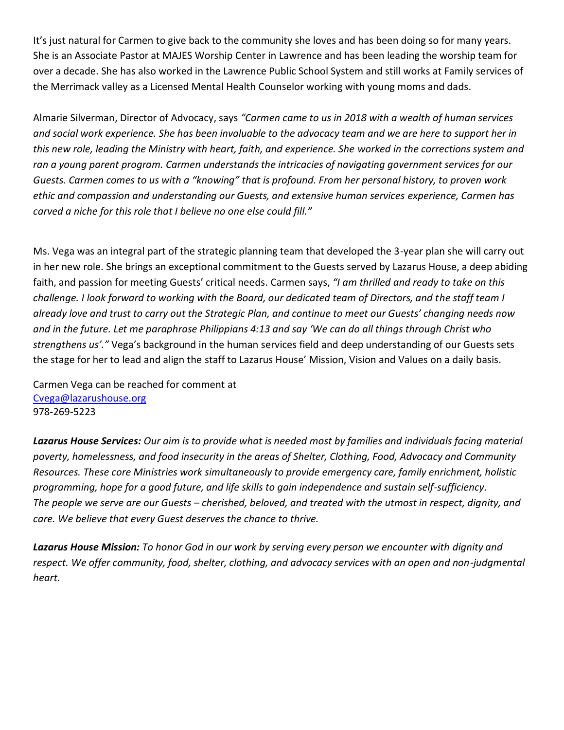It's just natural for Carmen to give back to the community she loves and has been doing so for many years. She is an Associate Pastor at MAJES Worship Center in Lawrence and has been leading the worship team for over a decade. She has also worked in the Lawrence Public School System and still works at Family services of the Merrimack valley as a Licensed Mental Health Counselor working with young moms and dads.

Almarie Silverman, Director of Advocacy, says *"Carmen came to us in 2018 with a wealth of human services and social work experience. She has been invaluable to the advocacy team and we are here to support her in this new role, leading the Ministry with heart, faith, and experience. She worked in the corrections system and ran a young parent program. Carmen understands the intricacies of navigating government services for our Guests. Carmen comes to us with a "knowing" that is profound. From her personal history, to proven work ethic and compassion and understanding our Guests, and extensive human services experience, Carmen has carved a niche for this role that I believe no one else could fill."*

Ms. Vega was an integral part of the strategic planning team that developed the 3-year plan she will carry out in her new role. She brings an exceptional commitment to the Guests served by Lazarus House, a deep abiding faith, and passion for meeting Guests' critical needs. Carmen says, *"I am thrilled and ready to take on this challenge. I look forward to working with the Board, our dedicated team of Directors, and the staff team I already love and trust to carry out the Strategic Plan, and continue to meet our Guests' changing needs now and in the future. Let me paraphrase Philippians 4:13 and say 'We can do all things through Christ who strengthens us'."* Vega's background in the human services field and deep understanding of our Guests sets the stage for her to lead and align the staff to Lazarus House' Mission, Vision and Values on a daily basis.

Carmen Vega can be reached for comment at
Cvega@lazarushouse.org
978-269-5223

***Lazarus House Services:*** *Our aim is to provide what is needed most by families and individuals facing material poverty, homelessness, and food insecurity in the areas of Shelter, Clothing, Food, Advocacy and Community Resources. These core Ministries work simultaneously to provide emergency care, family enrichment, holistic programming, hope for a good future, and life skills to gain independence and sustain self-sufficiency. The people we serve are our Guests – cherished, beloved, and treated with the utmost in respect, dignity, and care. We believe that every Guest deserves the chance to thrive.*

***Lazarus House Mission:*** *To honor God in our work by serving every person we encounter with dignity and respect. We offer community, food, shelter, clothing, and advocacy services with an open and non-judgmental heart.*